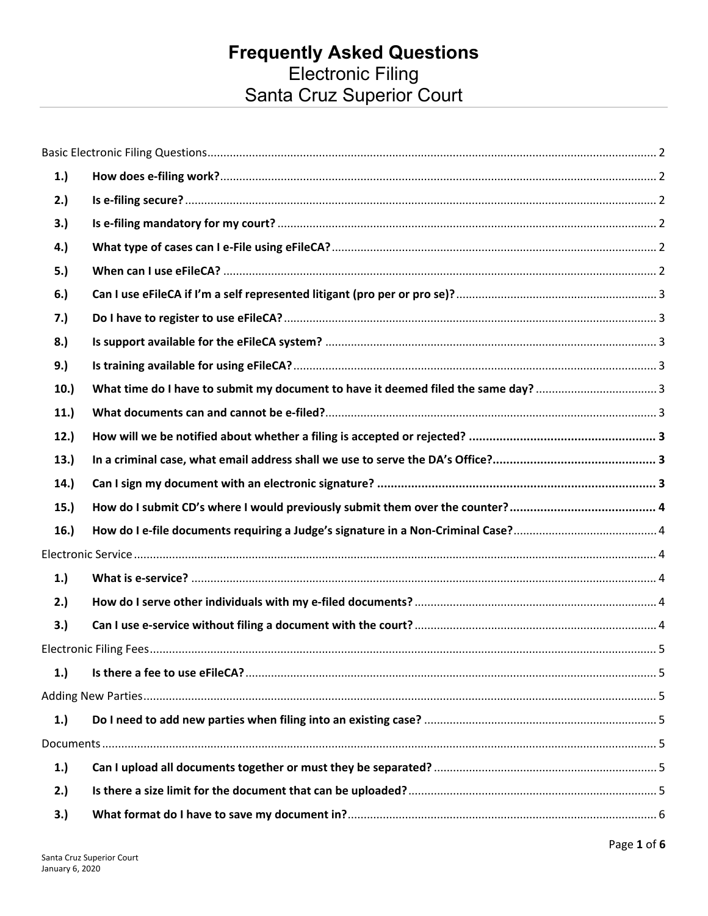# Frequently Asked Questions
## Electronic Filing
## Santa Cruz Superior Court

Basic Electronic Filing Questions ... 2

- **1.) How does e-filing work?** ... 2
- **2.) Is e-filing secure?** ... 2
- **3.) Is e-filing mandatory for my court?** ... 2
- **4.) What type of cases can I e-File using eFileCA?** ... 2
- **5.) When can I use eFileCA?** ... 2
- **6.) Can I use eFileCA if I'm a self represented litigant (pro per or pro se)?** ... 3
- **7.) Do I have to register to use eFileCA?** ... 3
- **8.) Is support available for the eFileCA system?** ... 3
- **9.) Is training available for using eFileCA?** ... 3
- **10.) What time do I have to submit my document to have it deemed filed the same day?** ... 3
- **11.) What documents can and cannot be e-filed?** ... 3
- **12.) How will we be notified about whether a filing is accepted or rejected?** ... **3**
- **13.) In a criminal case, what email address shall we use to serve the DA's Office?** ... **3**
- **14.) Can I sign my document with an electronic signature?** ... **3**
- **15.) How do I submit CD's where I would previously submit them over the counter?** ... **4**
- **16.) How do I e-file documents requiring a Judge's signature in a Non-Criminal Case?** ... 4

Electronic Service ... 4

- **1.) What is e-service?** ... 4
- **2.) How do I serve other individuals with my e-filed documents?** ... 4
- **3.) Can I use e-service without filing a document with the court?** ... 4

Electronic Filing Fees ... 5

- **1.) Is there a fee to use eFileCA?** ... 5

Adding New Parties ... 5

- **1.) Do I need to add new parties when filing into an existing case?** ... 5

Documents ... 5

- **1.) Can I upload all documents together or must they be separated?** ... 5
- **2.) Is there a size limit for the document that can be uploaded?** ... 5
- **3.) What format do I have to save my document in?** ... 6

Santa Cruz Superior Court
January 6, 2020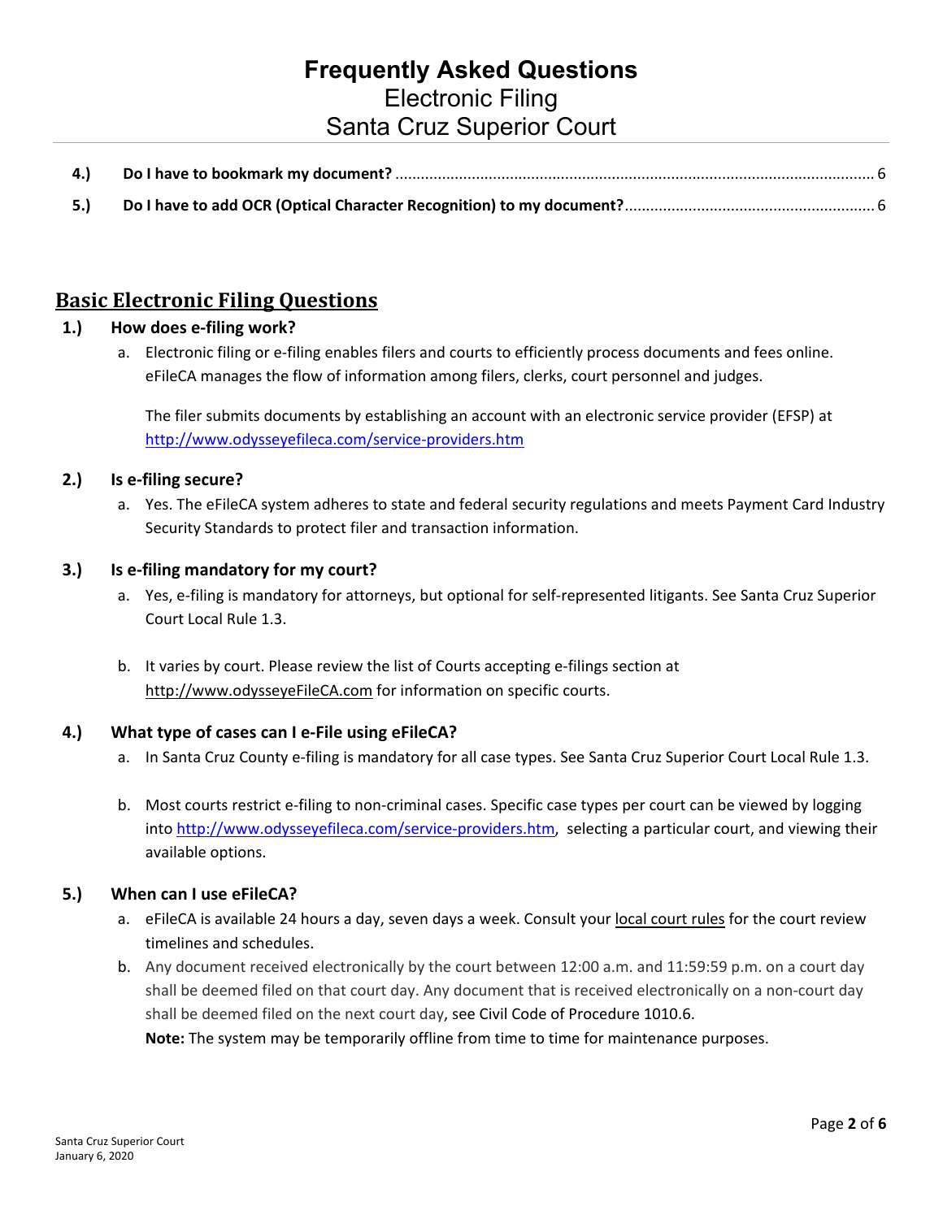| | | |
|---|---|---|
| **4.)** | **Do I have to bookmark my document?** | 6 |
| **5.)** | **Do I have to add OCR (Optical Character Recognition) to my document?** | 6 |

## Basic Electronic Filing Questions

### 1.) How does e-filing work?

a. Electronic filing or e-filing enables filers and courts to efficiently process documents and fees online. eFileCA manages the flow of information among filers, clerks, court personnel and judges.

   The filer submits documents by establishing an account with an electronic service provider (EFSP) at http://www.odysseyefileca.com/service-providers.htm

### 2.) Is e-filing secure?

a. Yes. The eFileCA system adheres to state and federal security regulations and meets Payment Card Industry Security Standards to protect filer and transaction information.

### 3.) Is e-filing mandatory for my court?

a. Yes, e-filing is mandatory for attorneys, but optional for self-represented litigants. See Santa Cruz Superior Court Local Rule 1.3.

b. It varies by court. Please review the list of Courts accepting e-filings section at http://www.odysseyeFileCA.com for information on specific courts.

### 4.) What type of cases can I e-File using eFileCA?

a. In Santa Cruz County e-filing is mandatory for all case types. See Santa Cruz Superior Court Local Rule 1.3.

b. Most courts restrict e-filing to non-criminal cases. Specific case types per court can be viewed by logging into http://www.odysseyefileca.com/service-providers.htm, selecting a particular court, and viewing their available options.

### 5.) When can I use eFileCA?

a. eFileCA is available 24 hours a day, seven days a week. Consult your local court rules for the court review timelines and schedules.

b. Any document received electronically by the court between 12:00 a.m. and 11:59:59 p.m. on a court day shall be deemed filed on that court day. Any document that is received electronically on a non-court day shall be deemed filed on the next court day, see Civil Code of Procedure 1010.6.

   **Note:** The system may be temporarily offline from time to time for maintenance purposes.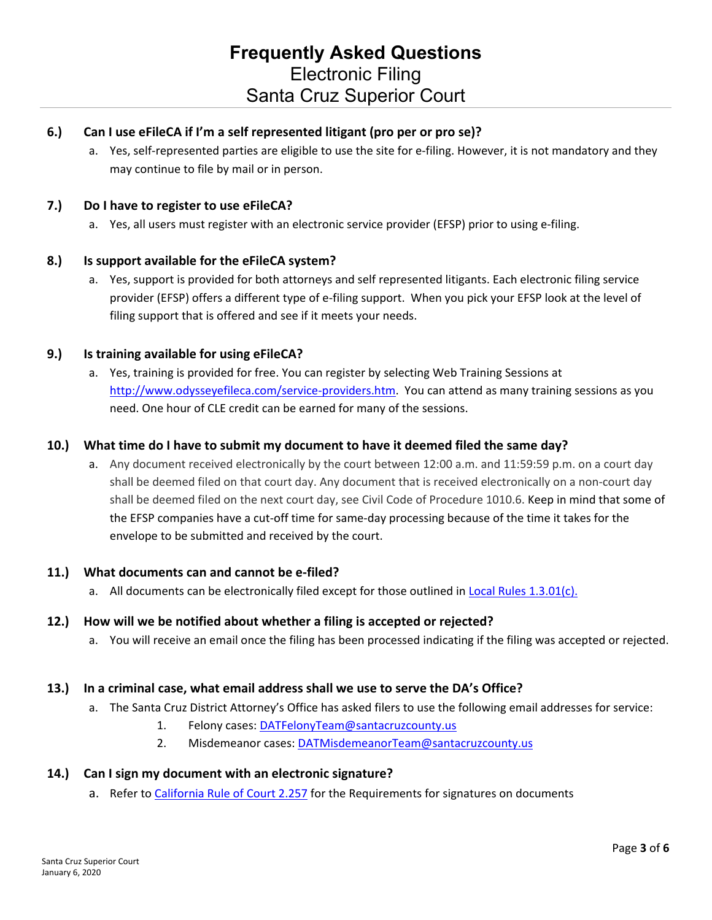6.) **Can I use eFileCA if I'm a self represented litigant (pro per or pro se)?**

a. Yes, self-represented parties are eligible to use the site for e-filing. However, it is not mandatory and they may continue to file by mail or in person.

7.) **Do I have to register to use eFileCA?**

a. Yes, all users must register with an electronic service provider (EFSP) prior to using e-filing.

8.) **Is support available for the eFileCA system?**

a. Yes, support is provided for both attorneys and self represented litigants. Each electronic filing service provider (EFSP) offers a different type of e-filing support. When you pick your EFSP look at the level of filing support that is offered and see if it meets your needs.

9.) **Is training available for using eFileCA?**

a. Yes, training is provided for free. You can register by selecting Web Training Sessions at [http://www.odysseyefileca.com/service-providers.htm](http://www.odysseyefileca.com/service-providers.htm). You can attend as many training sessions as you need. One hour of CLE credit can be earned for many of the sessions.

10.) **What time do I have to submit my document to have it deemed filed the same day?**

a. Any document received electronically by the court between 12:00 a.m. and 11:59:59 p.m. on a court day shall be deemed filed on that court day. Any document that is received electronically on a non-court day shall be deemed filed on the next court day, see Civil Code of Procedure 1010.6. Keep in mind that some of the EFSP companies have a cut-off time for same-day processing because of the time it takes for the envelope to be submitted and received by the court.

11.) **What documents can and cannot be e-filed?**

a. All documents can be electronically filed except for those outlined in Local Rules 1.3.01(c).

12.) **How will we be notified about whether a filing is accepted or rejected?**

a. You will receive an email once the filing has been processed indicating if the filing was accepted or rejected.

13.) **In a criminal case, what email address shall we use to serve the DA's Office?**

a. The Santa Cruz District Attorney's Office has asked filers to use the following email addresses for service:
   1. Felony cases: DATFelonyTeam@santacruzcounty.us
   2. Misdemeanor cases: DATMisdemeanorTeam@santacruzcounty.us

14.) **Can I sign my document with an electronic signature?**

a. Refer to California Rule of Court 2.257 for the Requirements for signatures on documents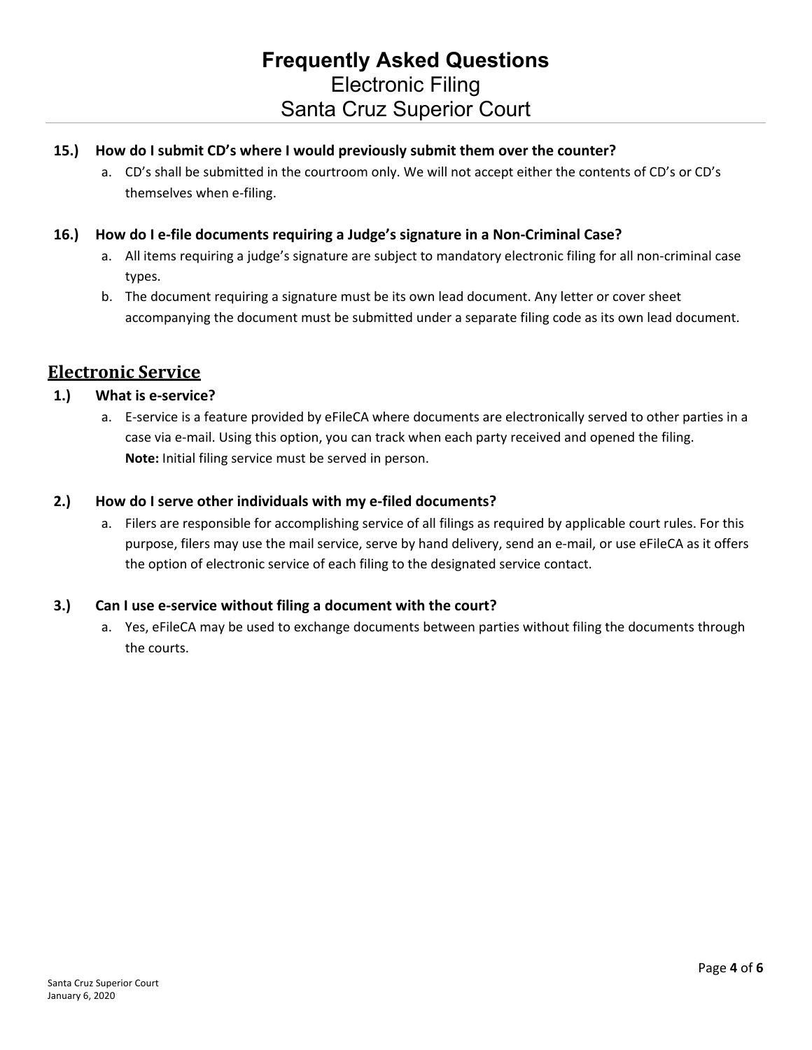**15.) How do I submit CD's where I would previously submit them over the counter?**

a. CD's shall be submitted in the courtroom only. We will not accept either the contents of CD's or CD's themselves when e-filing.

**16.) How do I e-file documents requiring a Judge's signature in a Non-Criminal Case?**

a. All items requiring a judge's signature are subject to mandatory electronic filing for all non-criminal case types.

b. The document requiring a signature must be its own lead document. Any letter or cover sheet accompanying the document must be submitted under a separate filing code as its own lead document.

## Electronic Service

**1.) What is e-service?**

a. E-service is a feature provided by eFileCA where documents are electronically served to other parties in a case via e-mail. Using this option, you can track when each party received and opened the filing. **Note:** Initial filing service must be served in person.

**2.) How do I serve other individuals with my e-filed documents?**

a. Filers are responsible for accomplishing service of all filings as required by applicable court rules. For this purpose, filers may use the mail service, serve by hand delivery, send an e-mail, or use eFileCA as it offers the option of electronic service of each filing to the designated service contact.

**3.) Can I use e-service without filing a document with the court?**

a. Yes, eFileCA may be used to exchange documents between parties without filing the documents through the courts.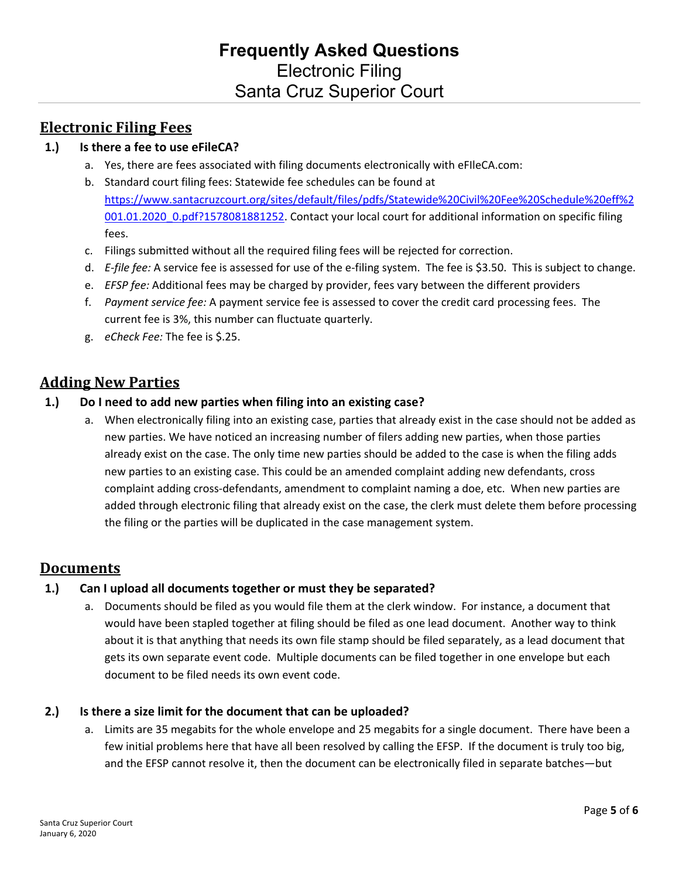# Frequently Asked Questions

Electronic Filing
Santa Cruz Superior Court

## Electronic Filing Fees

**1.) Is there a fee to use eFileCA?**

a. Yes, there are fees associated with filing documents electronically with eFIleCA.com:

b. Standard court filing fees: Statewide fee schedules can be found at https://www.santacruzcourt.org/sites/default/files/pdfs/Statewide%20Civil%20Fee%20Schedule%20eff%2001.01.2020_0.pdf?1578081881252. Contact your local court for additional information on specific filing fees.

c. Filings submitted without all the required filing fees will be rejected for correction.

d. *E-file fee:* A service fee is assessed for use of the e-filing system. The fee is $3.50. This is subject to change.

e. *EFSP fee:* Additional fees may be charged by provider, fees vary between the different providers

f. *Payment service fee:* A payment service fee is assessed to cover the credit card processing fees. The current fee is 3%, this number can fluctuate quarterly.

g. *eCheck Fee:* The fee is $.25.

## Adding New Parties

**1.) Do I need to add new parties when filing into an existing case?**

a. When electronically filing into an existing case, parties that already exist in the case should not be added as new parties. We have noticed an increasing number of filers adding new parties, when those parties already exist on the case. The only time new parties should be added to the case is when the filing adds new parties to an existing case. This could be an amended complaint adding new defendants, cross complaint adding cross-defendants, amendment to complaint naming a doe, etc. When new parties are added through electronic filing that already exist on the case, the clerk must delete them before processing the filing or the parties will be duplicated in the case management system.

## Documents

**1.) Can I upload all documents together or must they be separated?**

a. Documents should be filed as you would file them at the clerk window. For instance, a document that would have been stapled together at filing should be filed as one lead document. Another way to think about it is that anything that needs its own file stamp should be filed separately, as a lead document that gets its own separate event code. Multiple documents can be filed together in one envelope but each document to be filed needs its own event code.

**2.) Is there a size limit for the document that can be uploaded?**

a. Limits are 35 megabits for the whole envelope and 25 megabits for a single document. There have been a few initial problems here that have all been resolved by calling the EFSP. If the document is truly too big, and the EFSP cannot resolve it, then the document can be electronically filed in separate batches—but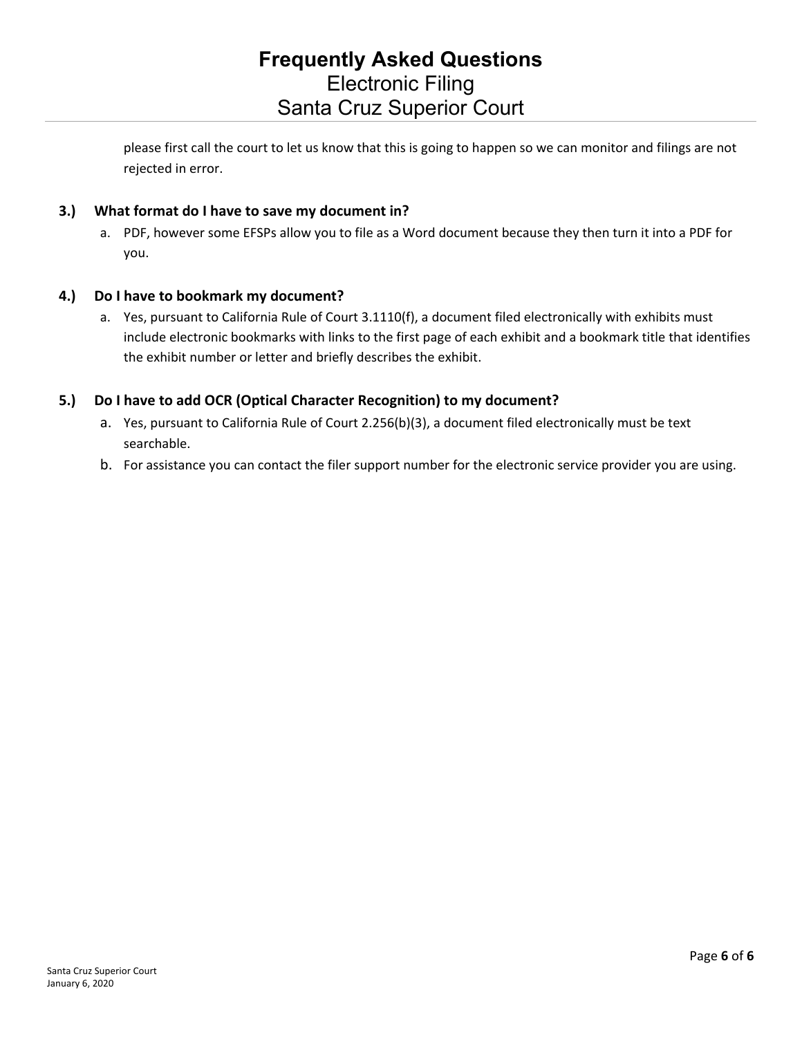please first call the court to let us know that this is going to happen so we can monitor and filings are not rejected in error.

### 3.) What format do I have to save my document in?

a. PDF, however some EFSPs allow you to file as a Word document because they then turn it into a PDF for you.

### 4.) Do I have to bookmark my document?

a. Yes, pursuant to California Rule of Court 3.1110(f), a document filed electronically with exhibits must include electronic bookmarks with links to the first page of each exhibit and a bookmark title that identifies the exhibit number or letter and briefly describes the exhibit.

### 5.) Do I have to add OCR (Optical Character Recognition) to my document?

a. Yes, pursuant to California Rule of Court 2.256(b)(3), a document filed electronically must be text searchable.

b. For assistance you can contact the filer support number for the electronic service provider you are using.